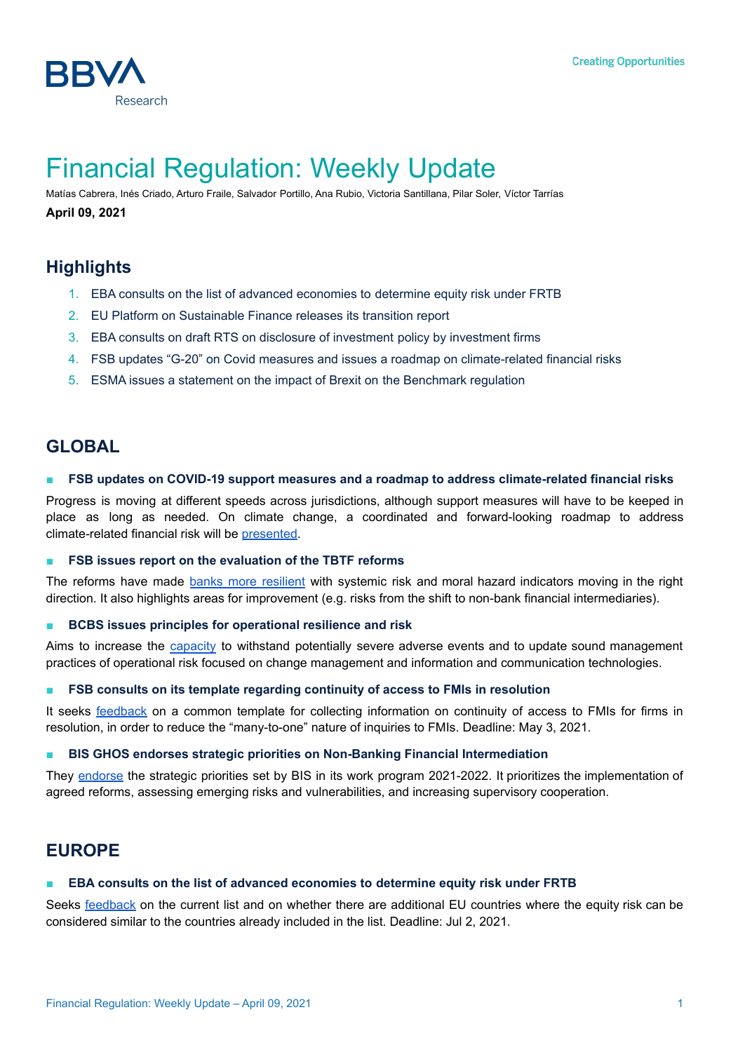# Financial Regulation: Weekly Update

Matías Cabrera, Inés Criado, Arturo Fraile, Salvador Portillo, Ana Rubio, Victoria Santillana, Pilar Soler, Víctor Tarrías

**April 09, 2021**

## Highlights

1. EBA consults on the list of advanced economies to determine equity risk under FRTB
2. EU Platform on Sustainable Finance releases its transition report
3. EBA consults on draft RTS on disclosure of investment policy by investment firms
4. FSB updates "G-20" on Covid measures and issues a roadmap on climate-related financial risks
5. ESMA issues a statement on the impact of Brexit on the Benchmark regulation

## GLOBAL

- **FSB updates on COVID-19 support measures and a roadmap to address climate-related financial risks**

Progress is moving at different speeds across jurisdictions, although support measures will have to be keeped in place as long as needed. On climate change, a coordinated and forward-looking roadmap to address climate-related financial risk will be presented.

- **FSB issues report on the evaluation of the TBTF reforms**

The reforms have made banks more resilient with systemic risk and moral hazard indicators moving in the right direction. It also highlights areas for improvement (e.g. risks from the shift to non-bank financial intermediaries).

- **BCBS issues principles for operational resilience and risk**

Aims to increase the capacity to withstand potentially severe adverse events and to update sound management practices of operational risk focused on change management and information and communication technologies.

- **FSB consults on its template regarding continuity of access to FMIs in resolution**

It seeks feedback on a common template for collecting information on continuity of access to FMIs for firms in resolution, in order to reduce the "many-to-one" nature of inquiries to FMIs. Deadline: May 3, 2021.

- **BIS GHOS endorses strategic priorities on Non-Banking Financial Intermediation**

They endorse the strategic priorities set by BIS in its work program 2021-2022. It prioritizes the implementation of agreed reforms, assessing emerging risks and vulnerabilities, and increasing supervisory cooperation.

## EUROPE

- **EBA consults on the list of advanced economies to determine equity risk under FRTB**

Seeks feedback on the current list and on whether there are additional EU countries where the equity risk can be considered similar to the countries already included in the list. Deadline: Jul 2, 2021.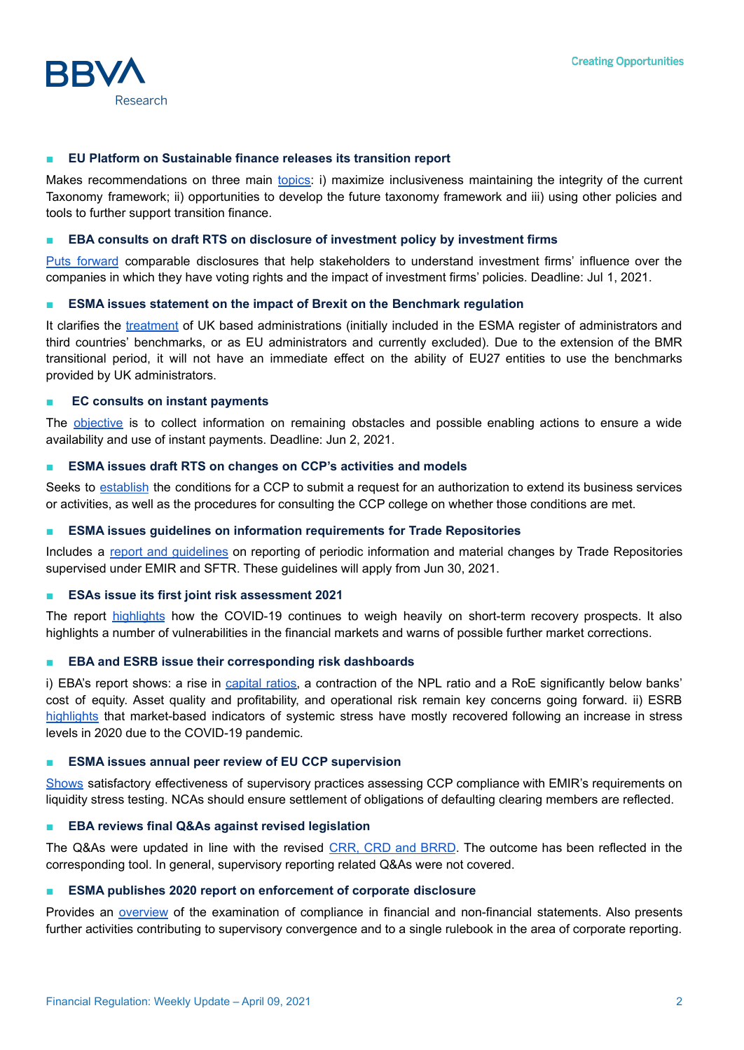- **EU Platform on Sustainable finance releases its transition report**

Makes recommendations on three main topics: i) maximize inclusiveness maintaining the integrity of the current Taxonomy framework; ii) opportunities to develop the future taxonomy framework and iii) using other policies and tools to further support transition finance.

- **EBA consults on draft RTS on disclosure of investment policy by investment firms**

Puts forward comparable disclosures that help stakeholders to understand investment firms' influence over the companies in which they have voting rights and the impact of investment firms' policies. Deadline: Jul 1, 2021.

- **ESMA issues statement on the impact of Brexit on the Benchmark regulation**

It clarifies the treatment of UK based administrations (initially included in the ESMA register of administrators and third countries' benchmarks, or as EU administrators and currently excluded). Due to the extension of the BMR transitional period, it will not have an immediate effect on the ability of EU27 entities to use the benchmarks provided by UK administrators.

- **EC consults on instant payments**

The objective is to collect information on remaining obstacles and possible enabling actions to ensure a wide availability and use of instant payments. Deadline: Jun 2, 2021.

- **ESMA issues draft RTS on changes on CCP's activities and models**

Seeks to establish the conditions for a CCP to submit a request for an authorization to extend its business services or activities, as well as the procedures for consulting the CCP college on whether those conditions are met.

- **ESMA issues guidelines on information requirements for Trade Repositories**

Includes a report and guidelines on reporting of periodic information and material changes by Trade Repositories supervised under EMIR and SFTR. These guidelines will apply from Jun 30, 2021.

- **ESAs issue its first joint risk assessment 2021**

The report highlights how the COVID-19 continues to weigh heavily on short-term recovery prospects. It also highlights a number of vulnerabilities in the financial markets and warns of possible further market corrections.

- **EBA and ESRB issue their corresponding risk dashboards**

i) EBA's report shows: a rise in capital ratios, a contraction of the NPL ratio and a RoE significantly below banks' cost of equity. Asset quality and profitability, and operational risk remain key concerns going forward. ii) ESRB highlights that market-based indicators of systemic stress have mostly recovered following an increase in stress levels in 2020 due to the COVID-19 pandemic.

- **ESMA issues annual peer review of EU CCP supervision**

Shows satisfactory effectiveness of supervisory practices assessing CCP compliance with EMIR's requirements on liquidity stress testing. NCAs should ensure settlement of obligations of defaulting clearing members are reflected.

- **EBA reviews final Q&As against revised legislation**

The Q&As were updated in line with the revised CRR, CRD and BRRD. The outcome has been reflected in the corresponding tool. In general, supervisory reporting related Q&As were not covered.

- **ESMA publishes 2020 report on enforcement of corporate disclosure**

Provides an overview of the examination of compliance in financial and non-financial statements. Also presents further activities contributing to supervisory convergence and to a single rulebook in the area of corporate reporting.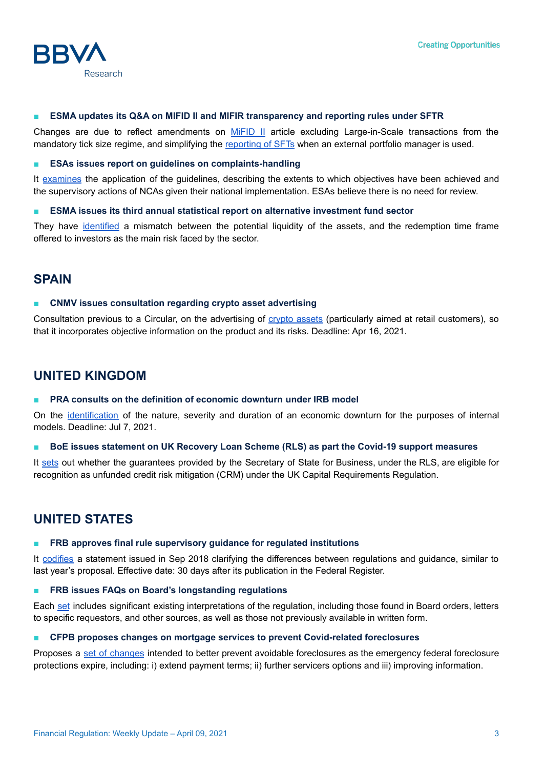- **ESMA updates its Q&A on MIFID II and MIFIR transparency and reporting rules under SFTR**

Changes are due to reflect amendments on MiFID II article excluding Large-in-Scale transactions from the mandatory tick size regime, and simplifying the reporting of SFTs when an external portfolio manager is used.

- **ESAs issues report on guidelines on complaints-handling**

It examines the application of the guidelines, describing the extents to which objectives have been achieved and the supervisory actions of NCAs given their national implementation. ESAs believe there is no need for review.

- **ESMA issues its third annual statistical report on alternative investment fund sector**

They have identified a mismatch between the potential liquidity of the assets, and the redemption time frame offered to investors as the main risk faced by the sector.

## SPAIN

- **CNMV issues consultation regarding crypto asset advertising**

Consultation previous to a Circular, on the advertising of crypto assets (particularly aimed at retail customers), so that it incorporates objective information on the product and its risks. Deadline: Apr 16, 2021.

## UNITED KINGDOM

- **PRA consults on the definition of economic downturn under IRB model**

On the identification of the nature, severity and duration of an economic downturn for the purposes of internal models. Deadline: Jul 7, 2021.

- **BoE issues statement on UK Recovery Loan Scheme (RLS) as part the Covid-19 support measures**

It sets out whether the guarantees provided by the Secretary of State for Business, under the RLS, are eligible for recognition as unfunded credit risk mitigation (CRM) under the UK Capital Requirements Regulation.

## UNITED STATES

- **FRB approves final rule supervisory guidance for regulated institutions**

It codifies a statement issued in Sep 2018 clarifying the differences between regulations and guidance, similar to last year's proposal. Effective date: 30 days after its publication in the Federal Register.

- **FRB issues FAQs on Board's longstanding regulations**

Each set includes significant existing interpretations of the regulation, including those found in Board orders, letters to specific requestors, and other sources, as well as those not previously available in written form.

- **CFPB proposes changes on mortgage services to prevent Covid-related foreclosures**

Proposes a set of changes intended to better prevent avoidable foreclosures as the emergency federal foreclosure protections expire, including: i) extend payment terms; ii) further servicers options and iii) improving information.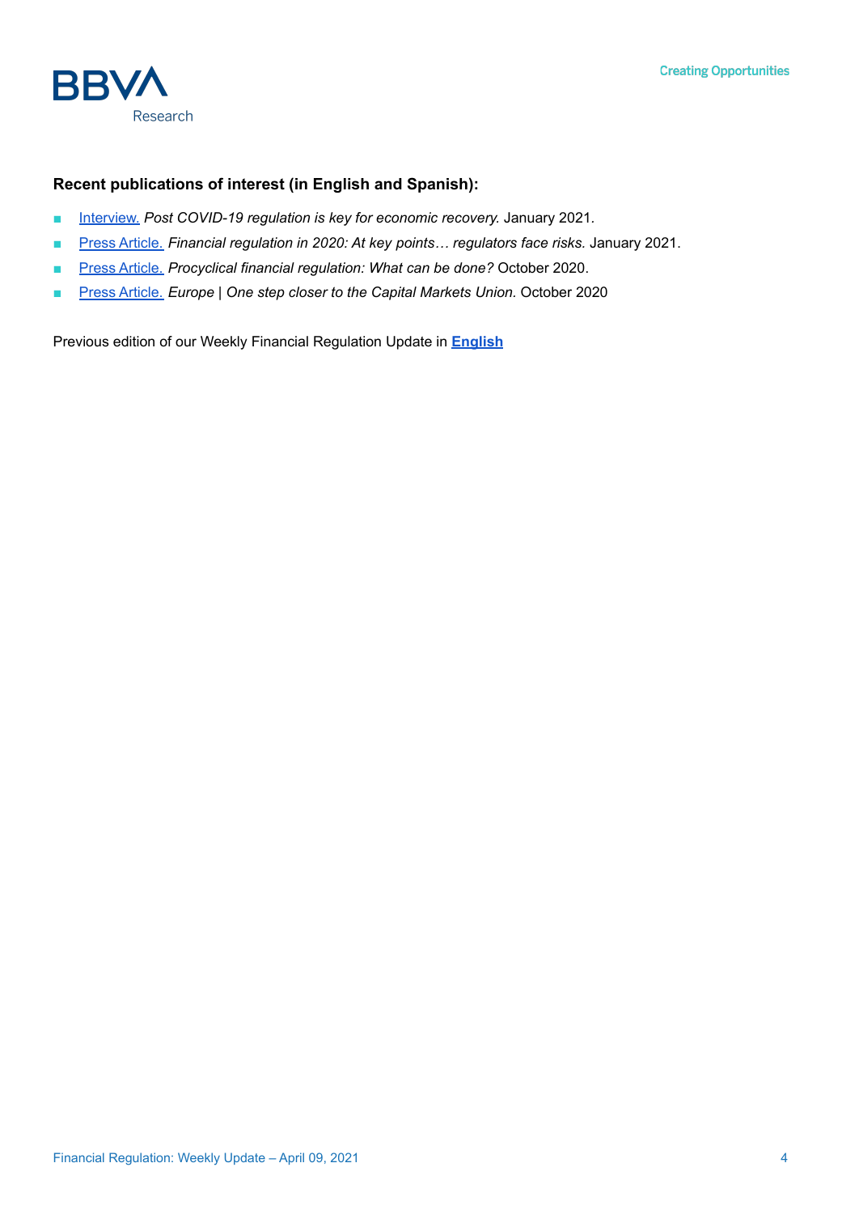**Recent publications of interest (in English and Spanish):**

- Interview. *Post COVID-19 regulation is key for economic recovery.* January 2021.
- Press Article. *Financial regulation in 2020: At key points… regulators face risks.* January 2021.
- Press Article. *Procyclical financial regulation: What can be done?* October 2020.
- Press Article. *Europe | One step closer to the Capital Markets Union.* October 2020

Previous edition of our Weekly Financial Regulation Update in **English**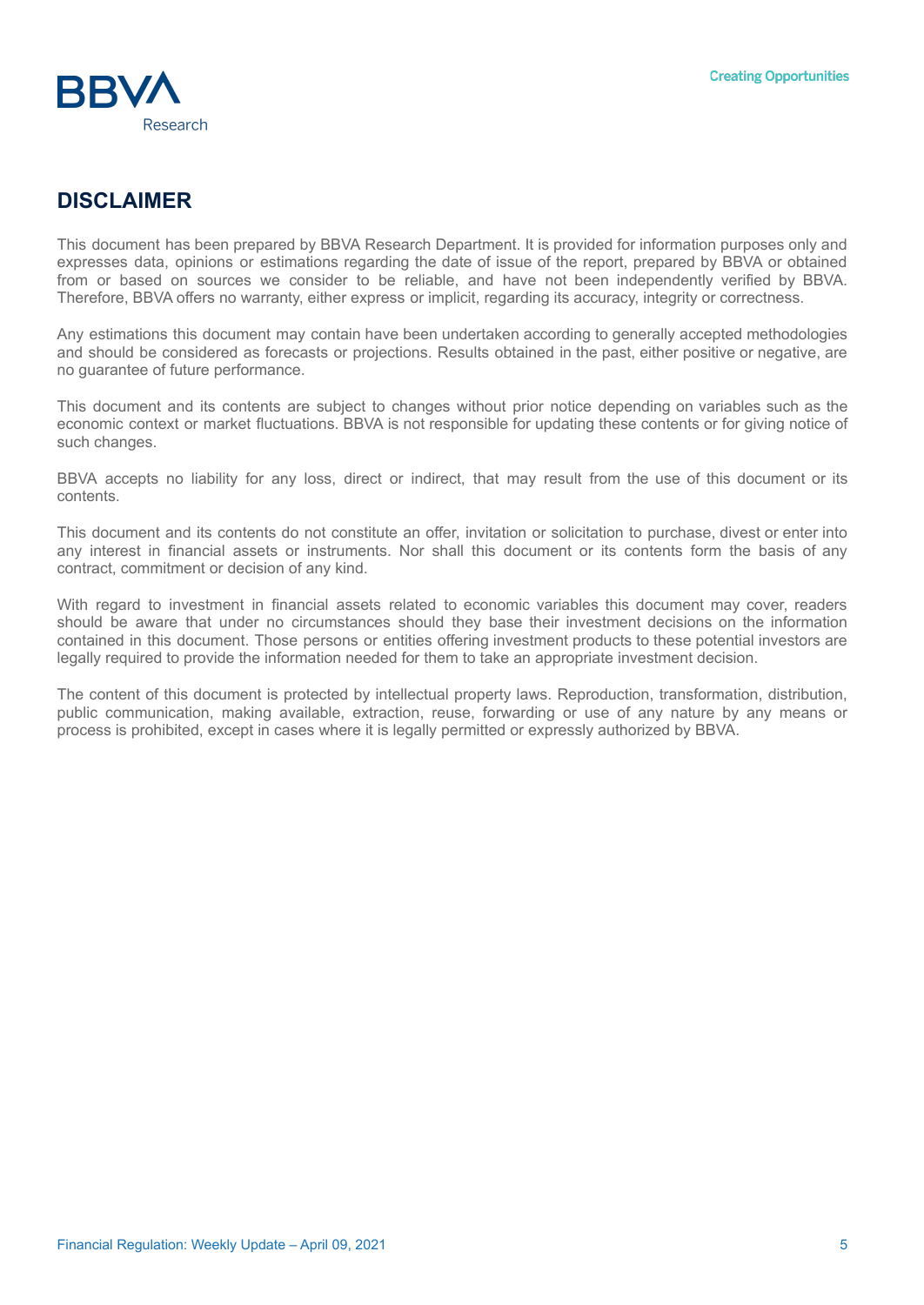## DISCLAIMER

This document has been prepared by BBVA Research Department. It is provided for information purposes only and expresses data, opinions or estimations regarding the date of issue of the report, prepared by BBVA or obtained from or based on sources we consider to be reliable, and have not been independently verified by BBVA. Therefore, BBVA offers no warranty, either express or implicit, regarding its accuracy, integrity or correctness.

Any estimations this document may contain have been undertaken according to generally accepted methodologies and should be considered as forecasts or projections. Results obtained in the past, either positive or negative, are no guarantee of future performance.

This document and its contents are subject to changes without prior notice depending on variables such as the economic context or market fluctuations. BBVA is not responsible for updating these contents or for giving notice of such changes.

BBVA accepts no liability for any loss, direct or indirect, that may result from the use of this document or its contents.

This document and its contents do not constitute an offer, invitation or solicitation to purchase, divest or enter into any interest in financial assets or instruments. Nor shall this document or its contents form the basis of any contract, commitment or decision of any kind.

With regard to investment in financial assets related to economic variables this document may cover, readers should be aware that under no circumstances should they base their investment decisions on the information contained in this document. Those persons or entities offering investment products to these potential investors are legally required to provide the information needed for them to take an appropriate investment decision.

The content of this document is protected by intellectual property laws. Reproduction, transformation, distribution, public communication, making available, extraction, reuse, forwarding or use of any nature by any means or process is prohibited, except in cases where it is legally permitted or expressly authorized by BBVA.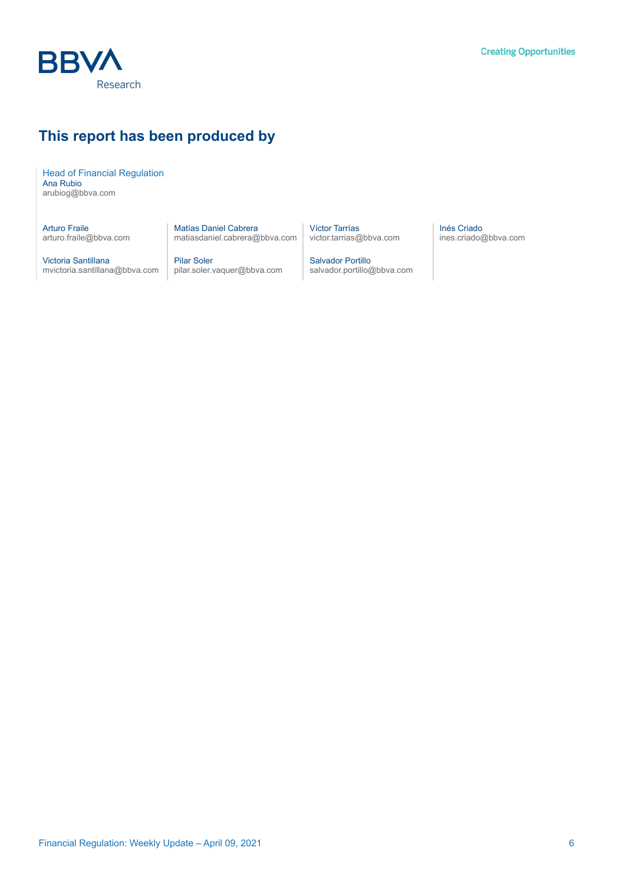## This report has been produced by

Head of Financial Regulation
Ana Rubio
arubiog@bbva.com

Arturo Fraile
arturo.fraile@bbva.com

Victoria Santillana
mvictoria.santillana@bbva.com

Matías Daniel Cabrera
matiasdaniel.cabrera@bbva.com

Pilar Soler
pilar.soler.vaquer@bbva.com

Víctor Tarrías
victor.tarrias@bbva.com

Salvador Portillo
salvador.portillo@bbva.com

Inés Criado
ines.criado@bbva.com